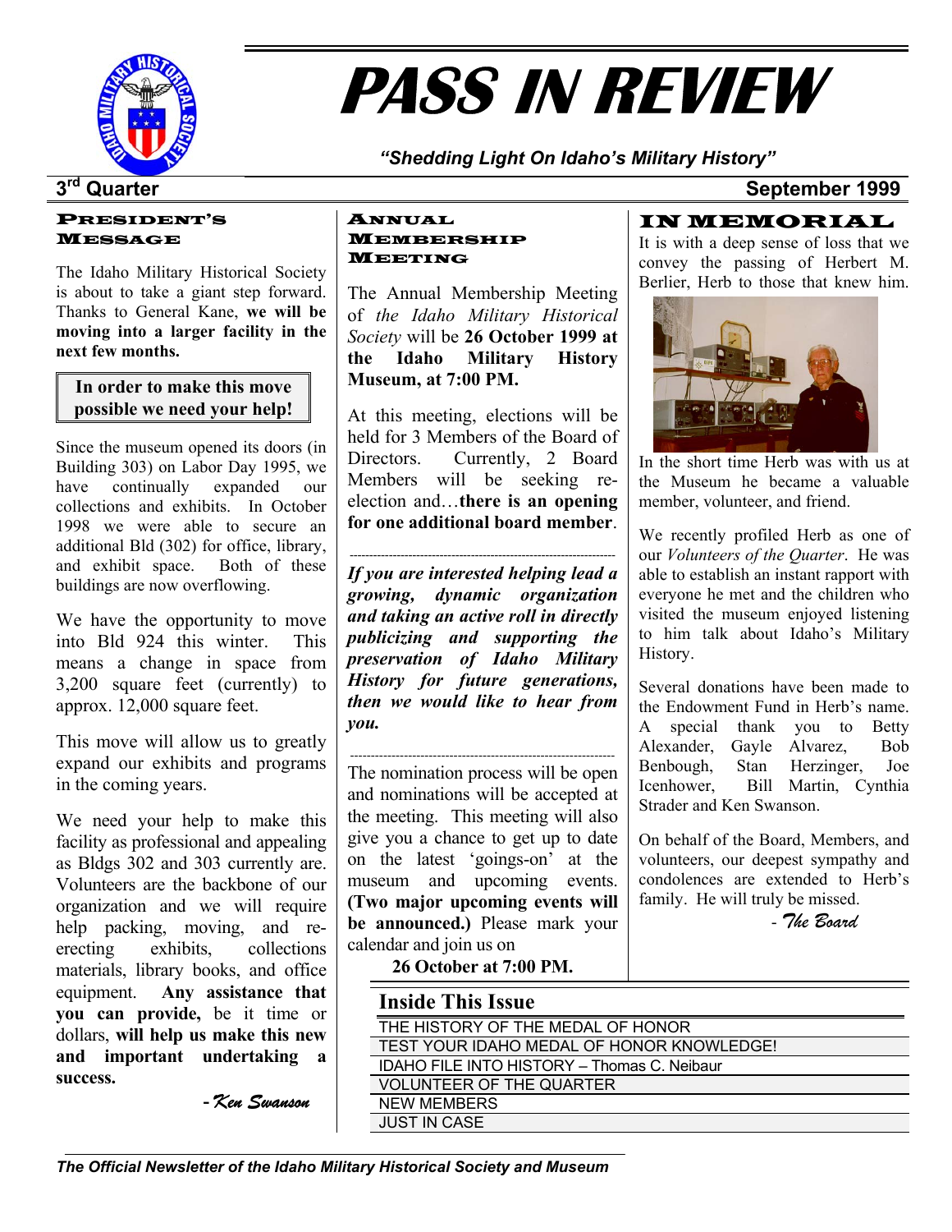# PASS IN REVIEW

*"Shedding Light On Idaho's Military History"*

3rd Quarter — September 1999

## PRESIDENT'S MESSAGE

The Idaho Military Historical Society is about to take a giant step forward. Thanks to General Kane, **we will be moving into a larger facility in the next few months.**

**In order to make this move possible we need your help!**

Since the museum opened its doors (in Building 303) on Labor Day 1995, we have continually expanded our collections and exhibits. In October 1998 we were able to secure an additional Bld (302) for office, library, and exhibit space. Both of these buildings are now overflowing.

We have the opportunity to move into Bld 924 this winter. This means a change in space from 3,200 square feet (currently) to approx. 12,000 square feet.

This move will allow us to greatly expand our exhibits and programs in the coming years.

We need your help to make this facility as professional and appealing as Bldgs 302 and 303 currently are. Volunteers are the backbone of our organization and we will require help packing, moving, and re-erecting exhibits, collections materials, library books, and office equipment. **Any assistance that you can provide,** be it time or dollars, **will help us make this new and important undertaking a success.**

*-Ken Swanson*

## ANNUAL MEMBERSHIP MEETING

The Annual Membership Meeting of *the Idaho Military Historical Society* will be **26 October 1999 at the Idaho Military History Museum, at 7:00 PM.**

At this meeting, elections will be held for 3 Members of the Board of Directors. Currently, 2 Board Members will be seeking re-election and…**there is an opening for one additional board member**.

---

***If you are interested helping lead a growing, dynamic organization and taking an active roll in directly publicizing and supporting the preservation of Idaho Military History for future generations, then we would like to hear from you.***

---

The nomination process will be open and nominations will be accepted at the meeting. This meeting will also give you a chance to get up to date on the latest 'goings-on' at the museum and upcoming events. **(Two major upcoming events will be announced.)** Please mark your calendar and join us on

**26 October at 7:00 PM.**

## IN MEMORIAL

It is with a deep sense of loss that we convey the passing of Herbert M. Berlier, Herb to those that knew him.

In the short time Herb was with us at the Museum he became a valuable member, volunteer, and friend.

We recently profiled Herb as one of our *Volunteers of the Quarter*. He was able to establish an instant rapport with everyone he met and the children who visited the museum enjoyed listening to him talk about Idaho's Military History.

Several donations have been made to the Endowment Fund in Herb's name. A special thank you to Betty Alexander, Gayle Alvarez, Bob Benbough, Stan Herzinger, Joe Icenhower, Bill Martin, Cynthia Strader and Ken Swanson.

On behalf of the Board, Members, and volunteers, our deepest sympathy and condolences are extended to Herb's family. He will truly be missed.

*- The Board*

## Inside This Issue

- THE HISTORY OF THE MEDAL OF HONOR
- TEST YOUR IDAHO MEDAL OF HONOR KNOWLEDGE!
- IDAHO FILE INTO HISTORY – Thomas C. Neibaur
- VOLUNTEER OF THE QUARTER
- NEW MEMBERS
- JUST IN CASE

*The Official Newsletter of the Idaho Military Historical Society and Museum*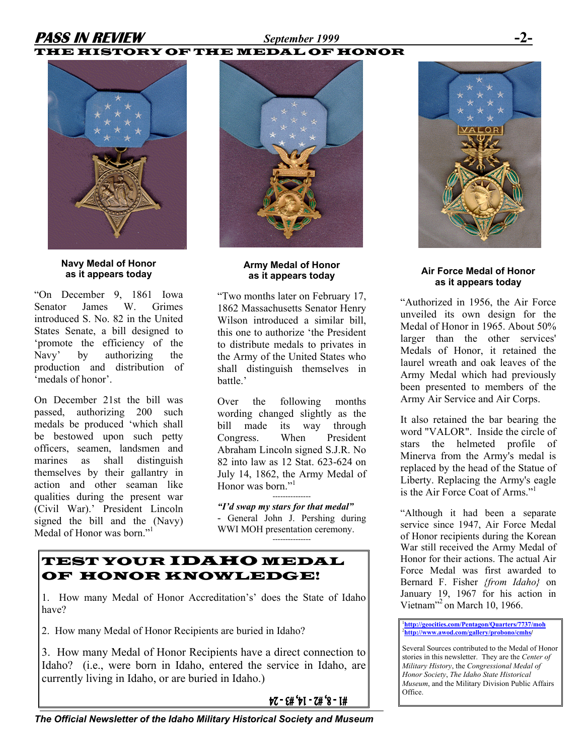# THE HISTORY OF THE MEDAL OF HONOR

**Navy Medal of Honor as it appears today**

"On December 9, 1861 Iowa Senator James W. Grimes introduced S. No. 82 in the United States Senate, a bill designed to 'promote the efficiency of the Navy' by authorizing the production and distribution of 'medals of honor'.

On December 21st the bill was passed, authorizing 200 such medals be produced 'which shall be bestowed upon such petty officers, seamen, landsmen and marines as shall distinguish themselves by their gallantry in action and other seaman like qualities during the present war (Civil War).' President Lincoln signed the bill and the (Navy) Medal of Honor was born."[1]

**Army Medal of Honor as it appears today**

"Two months later on February 17, 1862 Massachusetts Senator Henry Wilson introduced a similar bill, this one to authorize 'the President to distribute medals to privates in the Army of the United States who shall distinguish themselves in battle.'

Over the following months wording changed slightly as the bill made its way through Congress. When President Abraham Lincoln signed S.J.R. No 82 into law as 12 Stat. 623-624 on July 14, 1862, the Army Medal of Honor was born."[1]

---

***"I'd swap my stars for that medal"***
- General John J. Pershing during WWI MOH presentation ceremony.

---

**Air Force Medal of Honor as it appears today**

"Authorized in 1956, the Air Force unveiled its own design for the Medal of Honor in 1965. About 50% larger than the other services' Medals of Honor, it retained the laurel wreath and oak leaves of the Army Medal which had previously been presented to members of the Army Air Service and Air Corps.

It also retained the bar bearing the word "VALOR". Inside the circle of stars the helmeted profile of Minerva from the Army's medal is replaced by the head of the Statue of Liberty. Replacing the Army's eagle is the Air Force Coat of Arms."[1]

"Although it had been a separate service since 1947, Air Force Medal of Honor recipients during the Korean War still received the Army Medal of Honor for their actions. The actual Air Force Medal was first awarded to Bernard F. Fisher *{from Idaho}* on January 19, 1967 for his action in Vietnam"[2] on March 10, 1966.

## TEST YOUR IDAHO MEDAL OF HONOR KNOWLEDGE!

1. How many Medal of Honor Accreditation's' does the State of Idaho have?

2. How many Medal of Honor Recipients are buried in Idaho?

3. How many Medal of Honor Recipients have a direct connection to Idaho? (i.e., were born in Idaho, entered the service in Idaho, are currently living in Idaho, or are buried in Idaho.)

#1 - 8, #2 - 14, #3 - 24

---

[1] http://geocities.com/Pentagon/Quarters/7737/moh
[2] http://www.awod.com/gallery/probono/cmhs/

Several Sources contributed to the Medal of Honor stories in this newsletter. They are the *Center of Military History*, the *Congressional Medal of Honor Society*, *The Idaho State Historical Museum*, and the Military Division Public Affairs Office.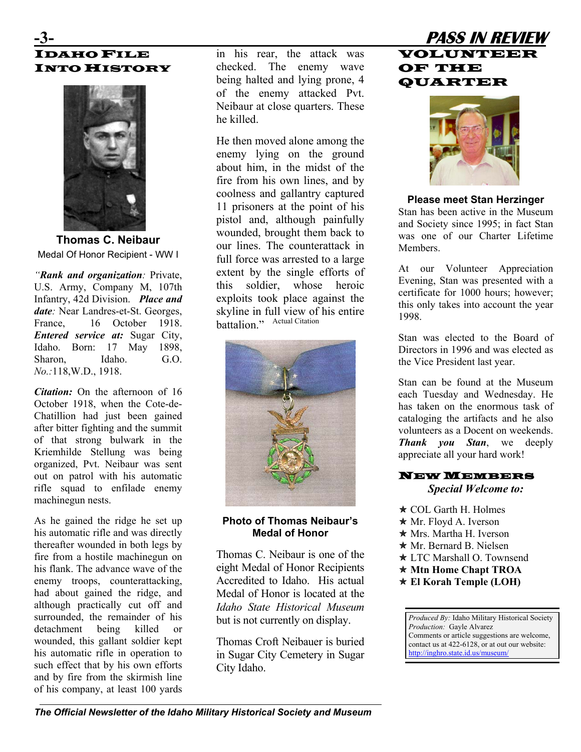## Idaho File Into History

**Thomas C. Neibaur**

Medal Of Honor Recipient - WW I

*"**Rank and organization**:* Private, U.S. Army, Company M, 107th Infantry, 42d Division. ***Place and date**:* Near Landres-et-St. Georges, France, 16 October 1918. ***Entered service at:*** Sugar City, Idaho. Born: 17 May 1898, Sharon, Idaho. G.O. *No.:*118,W.D., 1918.

***Citation:*** On the afternoon of 16 October 1918, when the Cote-de-Chatillion had just been gained after bitter fighting and the summit of that strong bulwark in the Kriemhilde Stellung was being organized, Pvt. Neibaur was sent out on patrol with his automatic rifle squad to enfilade enemy machinegun nests.

As he gained the ridge he set up his automatic rifle and was directly thereafter wounded in both legs by fire from a hostile machinegun on his flank. The advance wave of the enemy troops, counterattacking, had about gained the ridge, and although practically cut off and surrounded, the remainder of his detachment being killed or wounded, this gallant soldier kept his automatic rifle in operation to such effect that by his own efforts and by fire from the skirmish line of his company, at least 100 yards in his rear, the attack was checked. The enemy wave being halted and lying prone, 4 of the enemy attacked Pvt. Neibaur at close quarters. These he killed.

He then moved alone among the enemy lying on the ground about him, in the midst of the fire from his own lines, and by coolness and gallantry captured 11 prisoners at the point of his pistol and, although painfully wounded, brought them back to our lines. The counterattack in full force was arrested to a large extent by the single efforts of this soldier, whose heroic exploits took place against the skyline in full view of his entire battalion." Actual Citation

**Photo of Thomas Neibaur's Medal of Honor**

Thomas C. Neibaur is one of the eight Medal of Honor Recipients Accredited to Idaho. His actual Medal of Honor is located at the *Idaho State Historical Museum* but is not currently on display.

Thomas Croft Neibauer is buried in Sugar City Cemetery in Sugar City Idaho.

## Volunteer of the Quarter

**Please meet Stan Herzinger**

Stan has been active in the Museum and Society since 1995; in fact Stan was one of our Charter Lifetime Members.

At our Volunteer Appreciation Evening, Stan was presented with a certificate for 1000 hours; however; this only takes into account the year 1998.

Stan was elected to the Board of Directors in 1996 and was elected as the Vice President last year.

Stan can be found at the Museum each Tuesday and Wednesday. He has taken on the enormous task of cataloging the artifacts and he also volunteers as a Docent on weekends. ***Thank you Stan***, we deeply appreciate all your hard work!

## New Members

***Special Welcome to:***

- ★ COL Garth H. Holmes
- ★ Mr. Floyd A. Iverson
- ★ Mrs. Martha H. Iverson
- ★ Mr. Bernard B. Nielsen
- ★ LTC Marshall O. Townsend
- ★ **Mtn Home Chapt TROA**
- ★ **El Korah Temple (LOH)**

*Produced By:* Idaho Military Historical Society
*Production:* Gayle Alvarez
Comments or article suggestions are welcome, contact us at 422-6128, or at out our website: http://inghro.state.id.us/museum/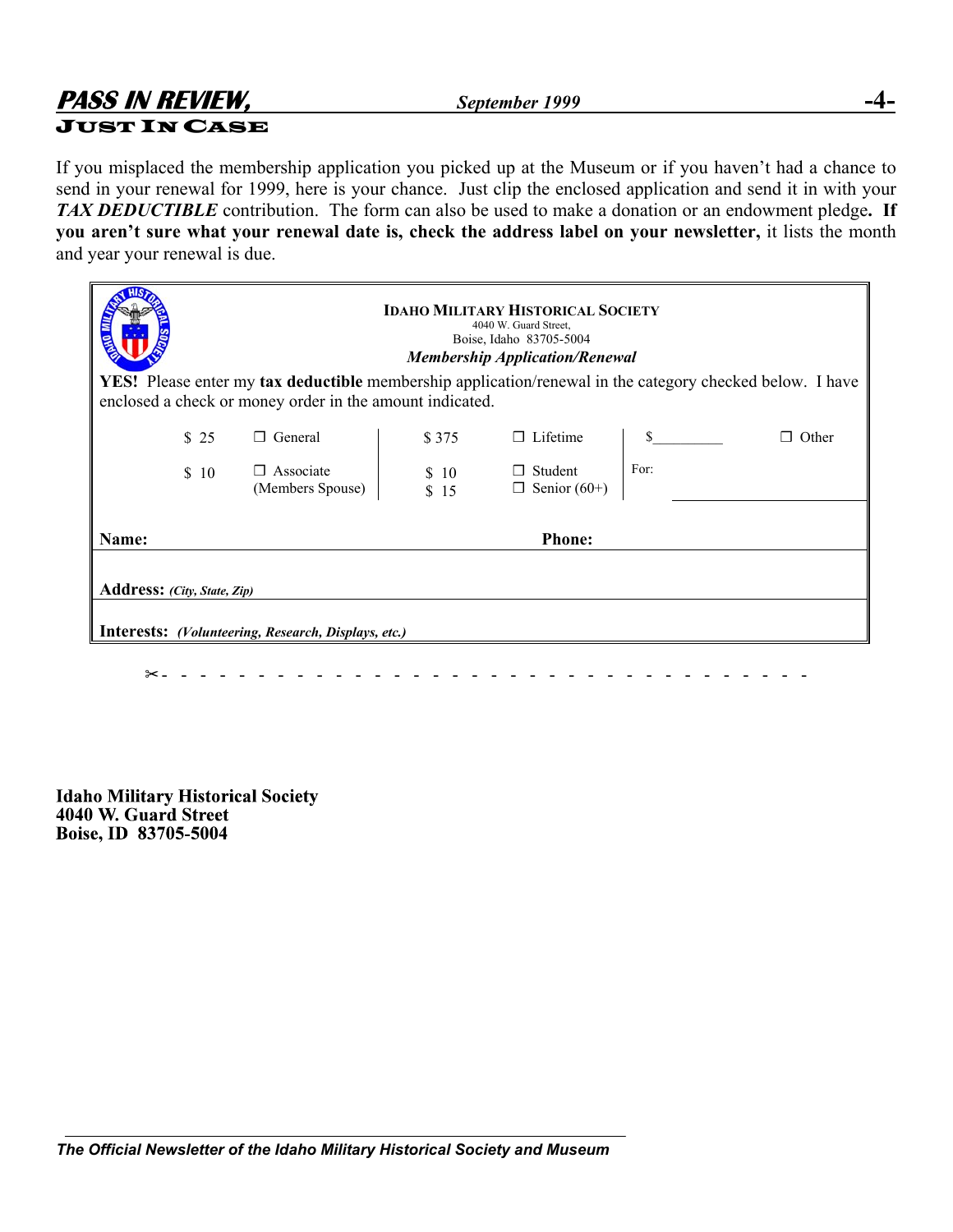## JUST IN CASE

If you misplaced the membership application you picked up at the Museum or if you haven't had a chance to send in your renewal for 1999, here is your chance. Just clip the enclosed application and send it in with your ***TAX DEDUCTIBLE*** contribution. The form can also be used to make a donation or an endowment pledge**. If you aren't sure what your renewal date is, check the address label on your newsletter,** it lists the month and year your renewal is due.

**IDAHO MILITARY HISTORICAL SOCIETY**
4040 W. Guard Street,
Boise, Idaho 83705-5004
***Membership Application/Renewal***

**YES!** Please enter my **tax deductible** membership application/renewal in the category checked below. I have enclosed a check or money order in the amount indicated.

| | | | | | |
|---|---|---|---|---|---|
| $ 25 | ☐ General | $ 375 | ☐ Lifetime | $\_\_\_\_\_\_\_\_\_\_ | ☐ Other |
| $ 10 | ☐ Associate (Members Spouse) | $ 10<br>$ 15 | ☐ Student<br>☐ Senior (60+) | For: | |

**Name:** **Phone:**

**Address:** ***(City, State, Zip)***

**Interests:** ***(Volunteering, Research, Displays, etc.)***

✂- - - - - - - - - - - - - - - - - - - - - - - - - - - - - - - - - - - -

**Idaho Military Historical Society**
**4040 W. Guard Street**
**Boise, ID 83705-5004**